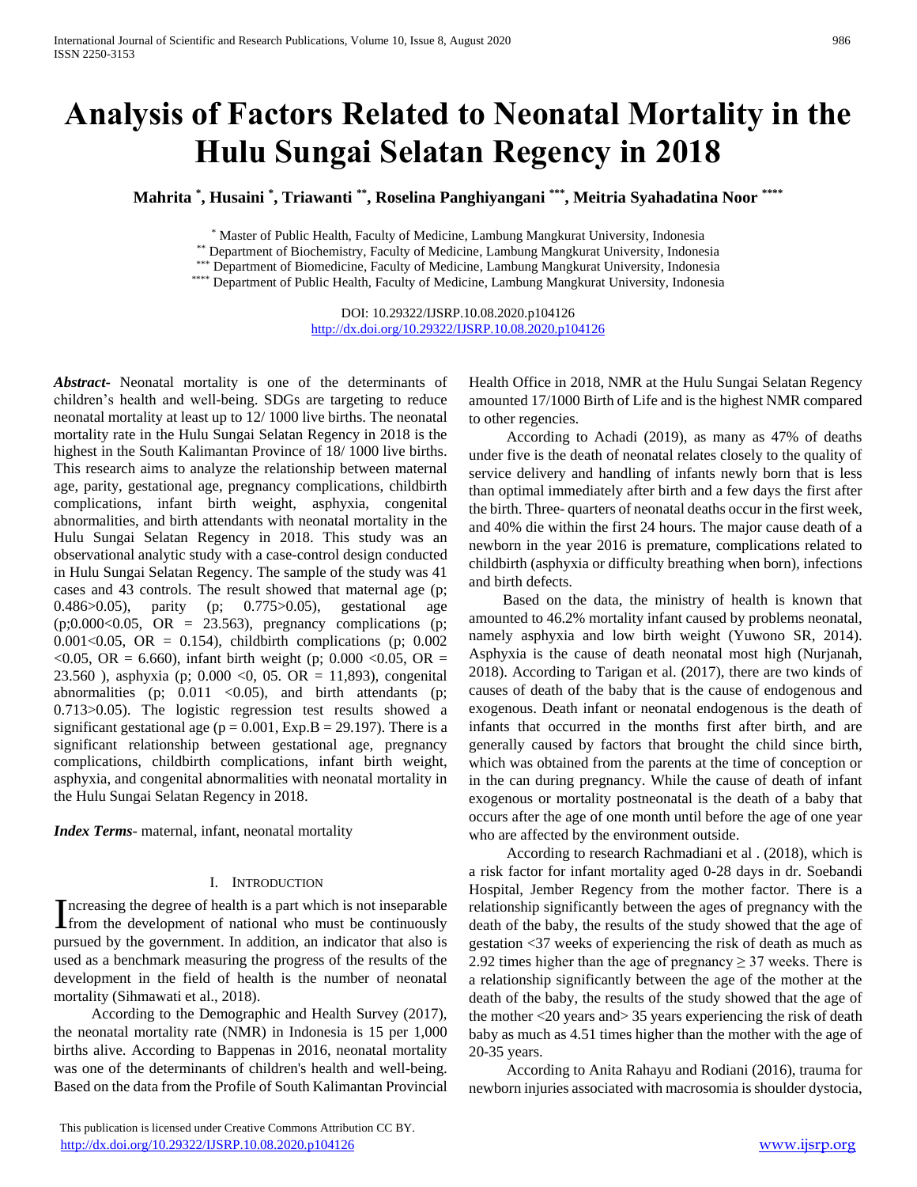# Analysis of Factors Related to Neonatal Mortality in the Hulu Sungai Selatan Regency in 2018

**Mahrita [*], Husaini [*], Triawanti [**], Roselina Panghiyangani [***], Meitria Syahadatina Noor [****]**

[*] Master of Public Health, Faculty of Medicine, Lambung Mangkurat University, Indonesia
[**] Department of Biochemistry, Faculty of Medicine, Lambung Mangkurat University, Indonesia
[***] Department of Biomedicine, Faculty of Medicine, Lambung Mangkurat University, Indonesia
[****] Department of Public Health, Faculty of Medicine, Lambung Mangkurat University, Indonesia

DOI: 10.29322/IJSRP.10.08.2020.p104126
http://dx.doi.org/10.29322/IJSRP.10.08.2020.p104126

***Abstract***- Neonatal mortality is one of the determinants of children's health and well-being. SDGs are targeting to reduce neonatal mortality at least up to 12/ 1000 live births. The neonatal mortality rate in the Hulu Sungai Selatan Regency in 2018 is the highest in the South Kalimantan Province of 18/ 1000 live births. This research aims to analyze the relationship between maternal age, parity, gestational age, pregnancy complications, childbirth complications, infant birth weight, asphyxia, congenital abnormalities, and birth attendants with neonatal mortality in the Hulu Sungai Selatan Regency in 2018. This study was an observational analytic study with a case-control design conducted in Hulu Sungai Selatan Regency. The sample of the study was 41 cases and 43 controls. The result showed that maternal age (p; 0.486>0.05), parity (p; 0.775>0.05), gestational age (p;0.000<0.05, OR = 23.563), pregnancy complications (p; 0.001<0.05, OR = 0.154), childbirth complications (p; 0.002 <0.05, OR = 6.660), infant birth weight (p; 0.000 <0.05, OR = 23.560 ), asphyxia (p; 0.000 <0, 05. OR = 11,893), congenital abnormalities (p; 0.011 <0.05), and birth attendants (p; 0.713>0.05). The logistic regression test results showed a significant gestational age (p = 0.001, Exp.B = 29.197). There is a significant relationship between gestational age, pregnancy complications, childbirth complications, infant birth weight, asphyxia, and congenital abnormalities with neonatal mortality in the Hulu Sungai Selatan Regency in 2018.

***Index Terms***- maternal, infant, neonatal mortality

## I. Introduction

Increasing the degree of health is a part which is not inseparable from the development of national who must be continuously pursued by the government. In addition, an indicator that also is used as a benchmark measuring the progress of the results of the development in the field of health is the number of neonatal mortality (Sihmawati et al., 2018).

According to the Demographic and Health Survey (2017), the neonatal mortality rate (NMR) in Indonesia is 15 per 1,000 births alive. According to Bappenas in 2016, neonatal mortality was one of the determinants of children's health and well-being. Based on the data from the Profile of South Kalimantan Provincial Health Office in 2018, NMR at the Hulu Sungai Selatan Regency amounted 17/1000 Birth of Life and is the highest NMR compared to other regencies.

According to Achadi (2019), as many as 47% of deaths under five is the death of neonatal relates closely to the quality of service delivery and handling of infants newly born that is less than optimal immediately after birth and a few days the first after the birth. Three- quarters of neonatal deaths occur in the first week, and 40% die within the first 24 hours. The major cause death of a newborn in the year 2016 is premature, complications related to childbirth (asphyxia or difficulty breathing when born), infections and birth defects.

Based on the data, the ministry of health is known that amounted to 46.2% mortality infant caused by problems neonatal, namely asphyxia and low birth weight (Yuwono SR, 2014). Asphyxia is the cause of death neonatal most high (Nurjanah, 2018). According to Tarigan et al. (2017), there are two kinds of causes of death of the baby that is the cause of endogenous and exogenous. Death infant or neonatal endogenous is the death of infants that occurred in the months first after birth, and are generally caused by factors that brought the child since birth, which was obtained from the parents at the time of conception or in the can during pregnancy. While the cause of death of infant exogenous or mortality postneonatal is the death of a baby that occurs after the age of one month until before the age of one year who are affected by the environment outside.

According to research Rachmadiani et al . (2018), which is a risk factor for infant mortality aged 0-28 days in dr. Soebandi Hospital, Jember Regency from the mother factor. There is a relationship significantly between the ages of pregnancy with the death of the baby, the results of the study showed that the age of gestation <37 weeks of experiencing the risk of death as much as 2.92 times higher than the age of pregnancy $\geq$ 37 weeks. There is a relationship significantly between the age of the mother at the death of the baby, the results of the study showed that the age of the mother <20 years and> 35 years experiencing the risk of death baby as much as 4.51 times higher than the mother with the age of 20-35 years.

According to Anita Rahayu and Rodiani (2016), trauma for newborn injuries associated with macrosomia is shoulder dystocia,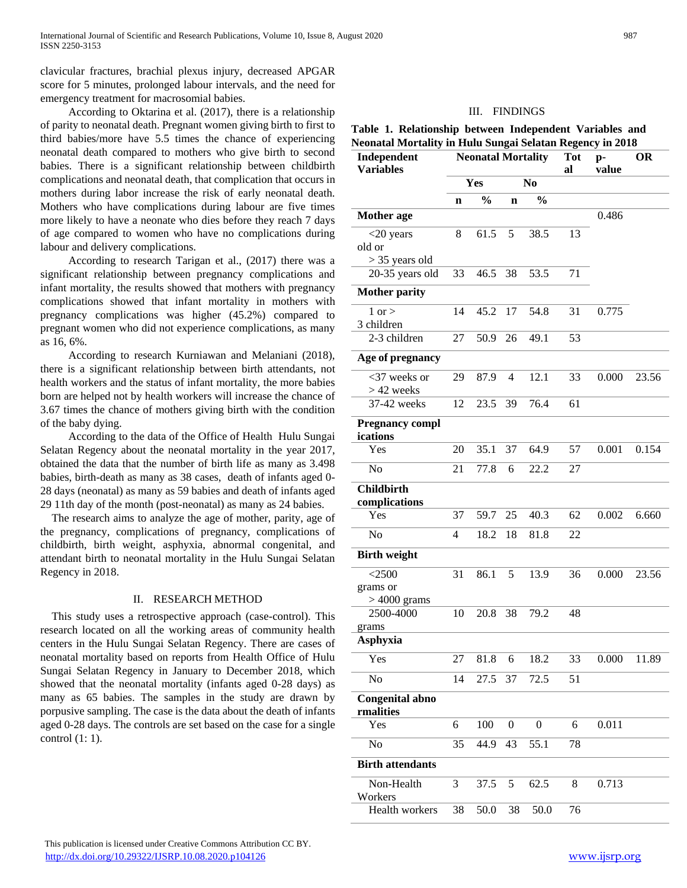clavicular fractures, brachial plexus injury, decreased APGAR score for 5 minutes, prolonged labour intervals, and the need for emergency treatment for macrosomial babies.

According to Oktarina et al. (2017), there is a relationship of parity to neonatal death. Pregnant women giving birth to first to third babies/more have 5.5 times the chance of experiencing neonatal death compared to mothers who give birth to second babies. There is a significant relationship between childbirth complications and neonatal death, that complication that occurs in mothers during labor increase the risk of early neonatal death. Mothers who have complications during labour are five times more likely to have a neonate who dies before they reach 7 days of age compared to women who have no complications during labour and delivery complications.

According to research Tarigan et al., (2017) there was a significant relationship between pregnancy complications and infant mortality, the results showed that mothers with pregnancy complications showed that infant mortality in mothers with pregnancy complications was higher (45.2%) compared to pregnant women who did not experience complications, as many as 16, 6%.

According to research Kurniawan and Melaniani (2018), there is a significant relationship between birth attendants, not health workers and the status of infant mortality, the more babies born are helped not by health workers will increase the chance of 3.67 times the chance of mothers giving birth with the condition of the baby dying.

According to the data of the Office of Health Hulu Sungai Selatan Regency about the neonatal mortality in the year 2017, obtained the data that the number of birth life as many as 3.498 babies, birth-death as many as 38 cases, death of infants aged 0-28 days (neonatal) as many as 59 babies and death of infants aged 29 11th day of the month (post-neonatal) as many as 24 babies.

The research aims to analyze the age of mother, parity, age of the pregnancy, complications of pregnancy, complications of childbirth, birth weight, asphyxia, abnormal congenital, and attendant birth to neonatal mortality in the Hulu Sungai Selatan Regency in 2018.

## II. RESEARCH METHOD

This study uses a retrospective approach (case-control). This research located on all the working areas of community health centers in the Hulu Sungai Selatan Regency. There are cases of neonatal mortality based on reports from Health Office of Hulu Sungai Selatan Regency in January to December 2018, which showed that the neonatal mortality (infants aged 0-28 days) as many as 65 babies. The samples in the study are drawn by porpusive sampling. The case is the data about the death of infants aged 0-28 days. The controls are set based on the case for a single control (1: 1).

## III. FINDINGS

**Table 1. Relationship between Independent Variables and Neonatal Mortality in Hulu Sungai Selatan Regency in 2018**

| Independent Variables | Neonatal Mortality | | | | Total | p-value | OR |
|---|---|---|---|---|---|---|---|
| | Yes | | No | | | | |
| | n | % | n | % | | | |
| **Mother age** | | | | | | 0.486 | |
| <20 years old or > 35 years old | 8 | 61.5 | 5 | 38.5 | 13 | | |
| 20-35 years old | 33 | 46.5 | 38 | 53.5 | 71 | | |
| **Mother parity** | | | | | | | |
| 1 or > 3 children | 14 | 45.2 | 17 | 54.8 | 31 | 0.775 | |
| 2-3 children | 27 | 50.9 | 26 | 49.1 | 53 | | |
| **Age of pregnancy** | | | | | | | |
| <37 weeks or > 42 weeks | 29 | 87.9 | 4 | 12.1 | 33 | 0.000 | 23.56 |
| 37-42 weeks | 12 | 23.5 | 39 | 76.4 | 61 | | |
| **Pregnancy compl ications** | | | | | | | |
| Yes | 20 | 35.1 | 37 | 64.9 | 57 | 0.001 | 0.154 |
| No | 21 | 77.8 | 6 | 22.2 | 27 | | |
| **Childbirth complications** | | | | | | | |
| Yes | 37 | 59.7 | 25 | 40.3 | 62 | 0.002 | 6.660 |
| No | 4 | 18.2 | 18 | 81.8 | 22 | | |
| **Birth weight** | | | | | | | |
| <2500 grams or > 4000 grams | 31 | 86.1 | 5 | 13.9 | 36 | 0.000 | 23.56 |
| 2500-4000 grams | 10 | 20.8 | 38 | 79.2 | 48 | | |
| **Asphyxia** | | | | | | | |
| Yes | 27 | 81.8 | 6 | 18.2 | 33 | 0.000 | 11.89 |
| No | 14 | 27.5 | 37 | 72.5 | 51 | | |
| **Congenital abno rmalities** | | | | | | | |
| Yes | 6 | 100 | 0 | 0 | 6 | 0.011 | |
| No | 35 | 44.9 | 43 | 55.1 | 78 | | |
| **Birth attendants** | | | | | | | |
| Non-Health Workers | 3 | 37.5 | 5 | 62.5 | 8 | 0.713 | |
| Health workers | 38 | 50.0 | 38 | 50.0 | 76 | | |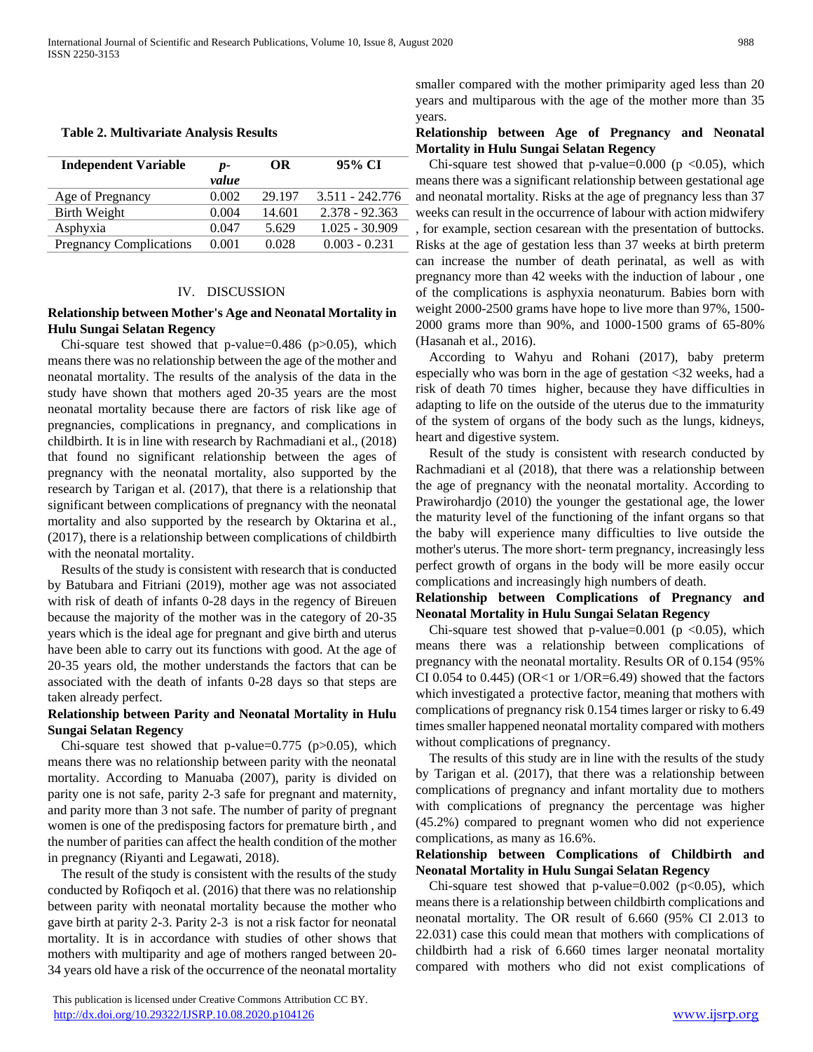**Table 2. Multivariate Analysis Results**

| Independent Variable | *p-value* | OR | 95% CI |
|---|---|---|---|
| Age of Pregnancy | 0.002 | 29.197 | 3.511 - 242.776 |
| Birth Weight | 0.004 | 14.601 | 2.378 - 92.363 |
| Asphyxia | 0.047 | 5.629 | 1.025 - 30.909 |
| Pregnancy Complications | 0.001 | 0.028 | 0.003 - 0.231 |

## IV. DISCUSSION

**Relationship between Mother's Age and Neonatal Mortality in Hulu Sungai Selatan Regency**

Chi-square test showed that p-value=0.486 (p>0.05), which means there was no relationship between the age of the mother and neonatal mortality. The results of the analysis of the data in the study have shown that mothers aged 20-35 years are the most neonatal mortality because there are factors of risk like age of pregnancies, complications in pregnancy, and complications in childbirth. It is in line with research by Rachmadiani et al., (2018) that found no significant relationship between the ages of pregnancy with the neonatal mortality, also supported by the research by Tarigan et al. (2017), that there is a relationship that significant between complications of pregnancy with the neonatal mortality and also supported by the research by Oktarina et al., (2017), there is a relationship between complications of childbirth with the neonatal mortality.

Results of the study is consistent with research that is conducted by Batubara and Fitriani (2019), mother age was not associated with risk of death of infants 0-28 days in the regency of Bireuen because the majority of the mother was in the category of 20-35 years which is the ideal age for pregnant and give birth and uterus have been able to carry out its functions with good. At the age of 20-35 years old, the mother understands the factors that can be associated with the death of infants 0-28 days so that steps are taken already perfect.

**Relationship between Parity and Neonatal Mortality in Hulu Sungai Selatan Regency**

Chi-square test showed that p-value=0.775 (p>0.05), which means there was no relationship between parity with the neonatal mortality. According to Manuaba (2007), parity is divided on parity one is not safe, parity 2-3 safe for pregnant and maternity, and parity more than 3 not safe. The number of parity of pregnant women is one of the predisposing factors for premature birth , and the number of parities can affect the health condition of the mother in pregnancy (Riyanti and Legawati, 2018).

The result of the study is consistent with the results of the study conducted by Rofiqoch et al. (2016) that there was no relationship between parity with neonatal mortality because the mother who gave birth at parity 2-3. Parity 2-3 is not a risk factor for neonatal mortality. It is in accordance with studies of other shows that mothers with multiparity and age of mothers ranged between 20-34 years old have a risk of the occurrence of the neonatal mortality smaller compared with the mother primiparity aged less than 20 years and multiparous with the age of the mother more than 35 years.

**Relationship between Age of Pregnancy and Neonatal Mortality in Hulu Sungai Selatan Regency**

Chi-square test showed that p-value=0.000 (p <0.05), which means there was a significant relationship between gestational age and neonatal mortality. Risks at the age of pregnancy less than 37 weeks can result in the occurrence of labour with action midwifery , for example, section cesarean with the presentation of buttocks. Risks at the age of gestation less than 37 weeks at birth preterm can increase the number of death perinatal, as well as with pregnancy more than 42 weeks with the induction of labour , one of the complications is asphyxia neonaturum. Babies born with weight 2000-2500 grams have hope to live more than 97%, 1500-2000 grams more than 90%, and 1000-1500 grams of 65-80% (Hasanah et al., 2016).

According to Wahyu and Rohani (2017), baby preterm especially who was born in the age of gestation <32 weeks, had a risk of death 70 times higher, because they have difficulties in adapting to life on the outside of the uterus due to the immaturity of the system of organs of the body such as the lungs, kidneys, heart and digestive system.

Result of the study is consistent with research conducted by Rachmadiani et al (2018), that there was a relationship between the age of pregnancy with the neonatal mortality. According to Prawirohardjo (2010) the younger the gestational age, the lower the maturity level of the functioning of the infant organs so that the baby will experience many difficulties to live outside the mother's uterus. The more short- term pregnancy, increasingly less perfect growth of organs in the body will be more easily occur complications and increasingly high numbers of death.

**Relationship between Complications of Pregnancy and Neonatal Mortality in Hulu Sungai Selatan Regency**

Chi-square test showed that p-value=0.001 (p <0.05), which means there was a relationship between complications of pregnancy with the neonatal mortality. Results OR of 0.154 (95% CI 0.054 to 0.445) (OR<1 or 1/OR=6.49) showed that the factors which investigated a protective factor, meaning that mothers with complications of pregnancy risk 0.154 times larger or risky to 6.49 times smaller happened neonatal mortality compared with mothers without complications of pregnancy.

The results of this study are in line with the results of the study by Tarigan et al. (2017), that there was a relationship between complications of pregnancy and infant mortality due to mothers with complications of pregnancy the percentage was higher (45.2%) compared to pregnant women who did not experience complications, as many as 16.6%.

**Relationship between Complications of Childbirth and Neonatal Mortality in Hulu Sungai Selatan Regency**

Chi-square test showed that p-value=0.002 (p<0.05), which means there is a relationship between childbirth complications and neonatal mortality. The OR result of 6.660 (95% CI 2.013 to 22.031) case this could mean that mothers with complications of childbirth had a risk of 6.660 times larger neonatal mortality compared with mothers who did not exist complications of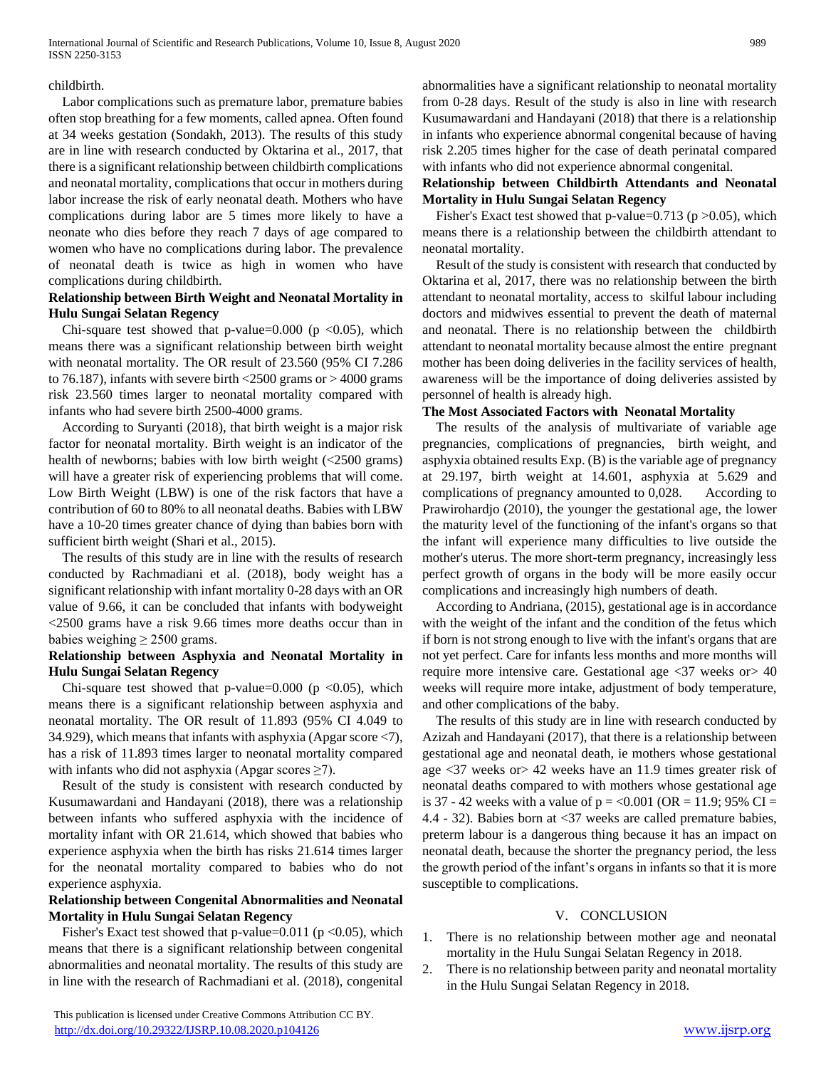childbirth.

Labor complications such as premature labor, premature babies often stop breathing for a few moments, called apnea. Often found at 34 weeks gestation (Sondakh, 2013). The results of this study are in line with research conducted by Oktarina et al., 2017, that there is a significant relationship between childbirth complications and neonatal mortality, complications that occur in mothers during labor increase the risk of early neonatal death. Mothers who have complications during labor are 5 times more likely to have a neonate who dies before they reach 7 days of age compared to women who have no complications during labor. The prevalence of neonatal death is twice as high in women who have complications during childbirth.

**Relationship between Birth Weight and Neonatal Mortality in Hulu Sungai Selatan Regency**

Chi-square test showed that p-value=0.000 ($p < 0.05$), which means there was a significant relationship between birth weight with neonatal mortality. The OR result of 23.560 (95% CI 7.286 to 76.187), infants with severe birth <2500 grams or > 4000 grams risk 23.560 times larger to neonatal mortality compared with infants who had severe birth 2500-4000 grams.

According to Suryanti (2018), that birth weight is a major risk factor for neonatal mortality. Birth weight is an indicator of the health of newborns; babies with low birth weight (<2500 grams) will have a greater risk of experiencing problems that will come. Low Birth Weight (LBW) is one of the risk factors that have a contribution of 60 to 80% to all neonatal deaths. Babies with LBW have a 10-20 times greater chance of dying than babies born with sufficient birth weight (Shari et al., 2015).

The results of this study are in line with the results of research conducted by Rachmadiani et al. (2018), body weight has a significant relationship with infant mortality 0-28 days with an OR value of 9.66, it can be concluded that infants with bodyweight <2500 grams have a risk 9.66 times more deaths occur than in babies weighing ≥ 2500 grams.

**Relationship between Asphyxia and Neonatal Mortality in Hulu Sungai Selatan Regency**

Chi-square test showed that p-value=0.000 ($p < 0.05$), which means there is a significant relationship between asphyxia and neonatal mortality. The OR result of 11.893 (95% CI 4.049 to 34.929), which means that infants with asphyxia (Apgar score <7), has a risk of 11.893 times larger to neonatal mortality compared with infants who did not asphyxia (Apgar scores ≥7).

Result of the study is consistent with research conducted by Kusumawardani and Handayani (2018), there was a relationship between infants who suffered asphyxia with the incidence of mortality infant with OR 21.614, which showed that babies who experience asphyxia when the birth has risks 21.614 times larger for the neonatal mortality compared to babies who do not experience asphyxia.

**Relationship between Congenital Abnormalities and Neonatal Mortality in Hulu Sungai Selatan Regency**

Fisher's Exact test showed that p-value=0.011 ($p < 0.05$), which means that there is a significant relationship between congenital abnormalities and neonatal mortality. The results of this study are in line with the research of Rachmadiani et al. (2018), congenital abnormalities have a significant relationship to neonatal mortality from 0-28 days. Result of the study is also in line with research Kusumawardani and Handayani (2018) that there is a relationship in infants who experience abnormal congenital because of having risk 2.205 times higher for the case of death perinatal compared with infants who did not experience abnormal congenital.

**Relationship between Childbirth Attendants and Neonatal Mortality in Hulu Sungai Selatan Regency**

Fisher's Exact test showed that p-value=0.713 ($p > 0.05$), which means there is a relationship between the childbirth attendant to neonatal mortality.

Result of the study is consistent with research that conducted by Oktarina et al, 2017, there was no relationship between the birth attendant to neonatal mortality, access to skilful labour including doctors and midwives essential to prevent the death of maternal and neonatal. There is no relationship between the childbirth attendant to neonatal mortality because almost the entire pregnant mother has been doing deliveries in the facility services of health, awareness will be the importance of doing deliveries assisted by personnel of health is already high.

**The Most Associated Factors with Neonatal Mortality**

The results of the analysis of multivariate of variable age pregnancies, complications of pregnancies, birth weight, and asphyxia obtained results Exp. (B) is the variable age of pregnancy at 29.197, birth weight at 14.601, asphyxia at 5.629 and complications of pregnancy amounted to 0,028. According to Prawirohardjo (2010), the younger the gestational age, the lower the maturity level of the functioning of the infant's organs so that the infant will experience many difficulties to live outside the mother's uterus. The more short-term pregnancy, increasingly less perfect growth of organs in the body will be more easily occur complications and increasingly high numbers of death.

According to Andriana, (2015), gestational age is in accordance with the weight of the infant and the condition of the fetus which if born is not strong enough to live with the infant's organs that are not yet perfect. Care for infants less months and more months will require more intensive care. Gestational age <37 weeks or> 40 weeks will require more intake, adjustment of body temperature, and other complications of the baby.

The results of this study are in line with research conducted by Azizah and Handayani (2017), that there is a relationship between gestational age and neonatal death, ie mothers whose gestational age <37 weeks or> 42 weeks have an 11.9 times greater risk of neonatal deaths compared to with mothers whose gestational age is 37 - 42 weeks with a value of p = <0.001 (OR = 11.9; 95% CI = 4.4 - 32). Babies born at <37 weeks are called premature babies, preterm labour is a dangerous thing because it has an impact on neonatal death, because the shorter the pregnancy period, the less the growth period of the infant's organs in infants so that it is more susceptible to complications.

## V. CONCLUSION

1. There is no relationship between mother age and neonatal mortality in the Hulu Sungai Selatan Regency in 2018.
2. There is no relationship between parity and neonatal mortality in the Hulu Sungai Selatan Regency in 2018.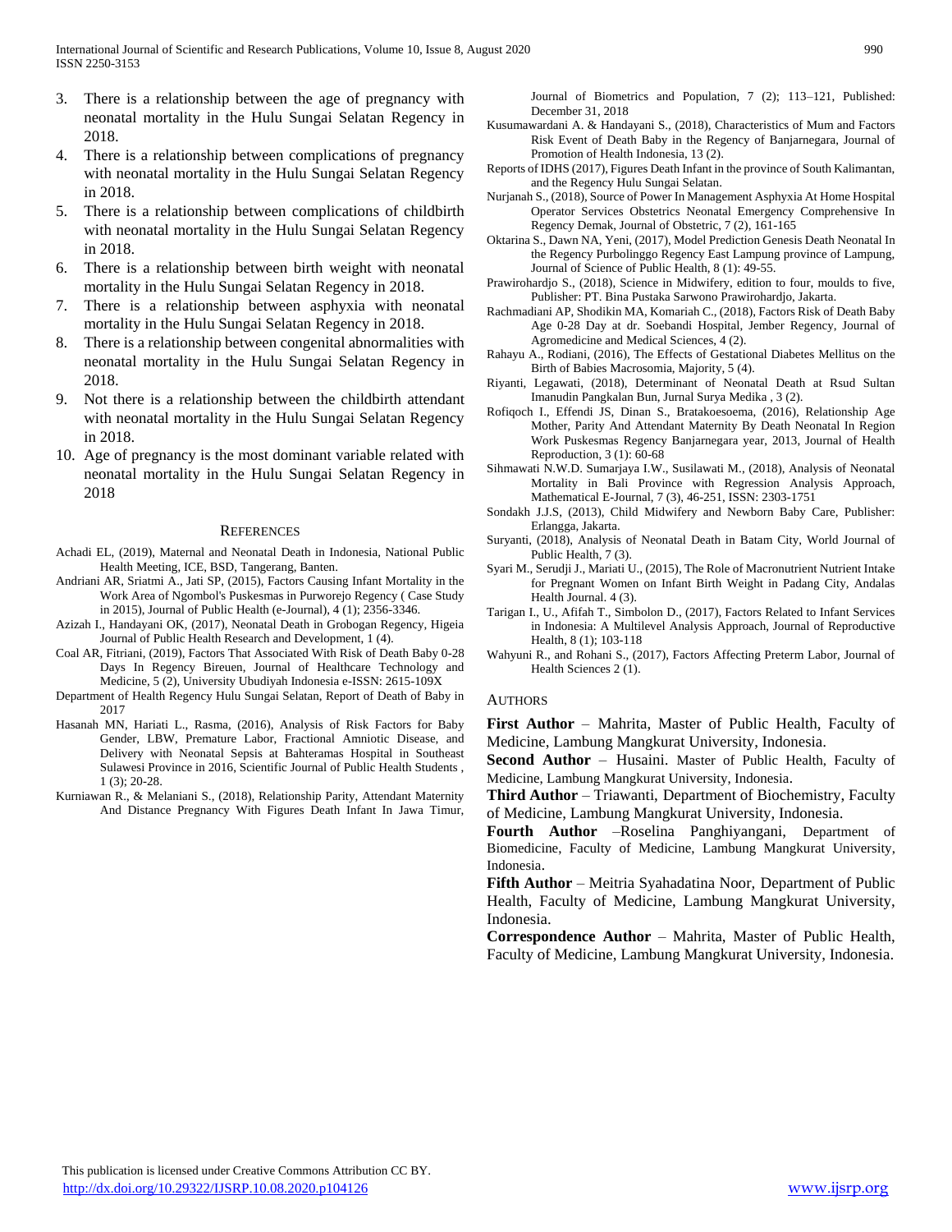3. There is a relationship between the age of pregnancy with neonatal mortality in the Hulu Sungai Selatan Regency in 2018.
4. There is a relationship between complications of pregnancy with neonatal mortality in the Hulu Sungai Selatan Regency in 2018.
5. There is a relationship between complications of childbirth with neonatal mortality in the Hulu Sungai Selatan Regency in 2018.
6. There is a relationship between birth weight with neonatal mortality in the Hulu Sungai Selatan Regency in 2018.
7. There is a relationship between asphyxia with neonatal mortality in the Hulu Sungai Selatan Regency in 2018.
8. There is a relationship between congenital abnormalities with neonatal mortality in the Hulu Sungai Selatan Regency in 2018.
9. Not there is a relationship between the childbirth attendant with neonatal mortality in the Hulu Sungai Selatan Regency in 2018.
10. Age of pregnancy is the most dominant variable related with neonatal mortality in the Hulu Sungai Selatan Regency in 2018

## REFERENCES

Achadi EL, (2019), Maternal and Neonatal Death in Indonesia, National Public Health Meeting, ICE, BSD, Tangerang, Banten.

Andriani AR, Sriatmi A., Jati SP, (2015), Factors Causing Infant Mortality in the Work Area of Ngombol's Puskesmas in Purworejo Regency ( Case Study in 2015), Journal of Public Health (e-Journal), 4 (1); 2356-3346.

Azizah I., Handayani OK, (2017), Neonatal Death in Grobogan Regency, Higeia Journal of Public Health Research and Development, 1 (4).

Coal AR, Fitriani, (2019), Factors That Associated With Risk of Death Baby 0-28 Days In Regency Bireuen, Journal of Healthcare Technology and Medicine, 5 (2), University Ubudiyah Indonesia e-ISSN: 2615-109X

Department of Health Regency Hulu Sungai Selatan, Report of Death of Baby in 2017

Hasanah MN, Hariati L., Rasma, (2016), Analysis of Risk Factors for Baby Gender, LBW, Premature Labor, Fractional Amniotic Disease, and Delivery with Neonatal Sepsis at Bahteramas Hospital in Southeast Sulawesi Province in 2016, Scientific Journal of Public Health Students , 1 (3); 20-28.

Kurniawan R., & Melaniani S., (2018), Relationship Parity, Attendant Maternity And Distance Pregnancy With Figures Death Infant In Jawa Timur, Journal of Biometrics and Population, 7 (2); 113–121, Published: December 31, 2018

Kusumawardani A. & Handayani S., (2018), Characteristics of Mum and Factors Risk Event of Death Baby in the Regency of Banjarnegara, Journal of Promotion of Health Indonesia, 13 (2).

Reports of IDHS (2017), Figures Death Infant in the province of South Kalimantan, and the Regency Hulu Sungai Selatan.

Nurjanah S., (2018), Source of Power In Management Asphyxia At Home Hospital Operator Services Obstetrics Neonatal Emergency Comprehensive In Regency Demak, Journal of Obstetric, 7 (2), 161-165

Oktarina S., Dawn NA, Yeni, (2017), Model Prediction Genesis Death Neonatal In the Regency Purbolinggo Regency East Lampung province of Lampung, Journal of Science of Public Health, 8 (1): 49-55.

Prawirohardjo S., (2018), Science in Midwifery, edition to four, moulds to five, Publisher: PT. Bina Pustaka Sarwono Prawirohardjo, Jakarta.

Rachmadiani AP, Shodikin MA, Komariah C., (2018), Factors Risk of Death Baby Age 0-28 Day at dr. Soebandi Hospital, Jember Regency, Journal of Agromedicine and Medical Sciences, 4 (2).

Rahayu A., Rodiani, (2016), The Effects of Gestational Diabetes Mellitus on the Birth of Babies Macrosomia, Majority, 5 (4).

Riyanti, Legawati, (2018), Determinant of Neonatal Death at Rsud Sultan Imanudin Pangkalan Bun, Jurnal Surya Medika , 3 (2).

Rofiqoch I., Effendi JS, Dinan S., Bratakoesoema, (2016), Relationship Age Mother, Parity And Attendant Maternity By Death Neonatal In Region Work Puskesmas Regency Banjarnegara year, 2013, Journal of Health Reproduction, 3 (1): 60-68

Sihmawati N.W.D. Sumarjaya I.W., Susilawati M., (2018), Analysis of Neonatal Mortality in Bali Province with Regression Analysis Approach, Mathematical E-Journal, 7 (3), 46-251, ISSN: 2303-1751

Sondakh J.J.S, (2013), Child Midwifery and Newborn Baby Care, Publisher: Erlangga, Jakarta.

Suryanti, (2018), Analysis of Neonatal Death in Batam City, World Journal of Public Health, 7 (3).

Syari M., Serudji J., Mariati U., (2015), The Role of Macronutrient Nutrient Intake for Pregnant Women on Infant Birth Weight in Padang City, Andalas Health Journal. 4 (3).

Tarigan I., U., Afifah T., Simbolon D., (2017), Factors Related to Infant Services in Indonesia: A Multilevel Analysis Approach, Journal of Reproductive Health, 8 (1); 103-118

Wahyuni R., and Rohani S., (2017), Factors Affecting Preterm Labor, Journal of Health Sciences 2 (1).

## AUTHORS

**First Author** – Mahrita, Master of Public Health, Faculty of Medicine, Lambung Mangkurat University, Indonesia.

**Second Author** – Husaini. Master of Public Health, Faculty of Medicine, Lambung Mangkurat University, Indonesia.

**Third Author** – Triawanti, Department of Biochemistry, Faculty of Medicine, Lambung Mangkurat University, Indonesia.

**Fourth Author** –Roselina Panghiyangani, Department of Biomedicine, Faculty of Medicine, Lambung Mangkurat University, Indonesia.

**Fifth Author** – Meitria Syahadatina Noor, Department of Public Health, Faculty of Medicine, Lambung Mangkurat University, Indonesia.

**Correspondence Author** – Mahrita, Master of Public Health, Faculty of Medicine, Lambung Mangkurat University, Indonesia.